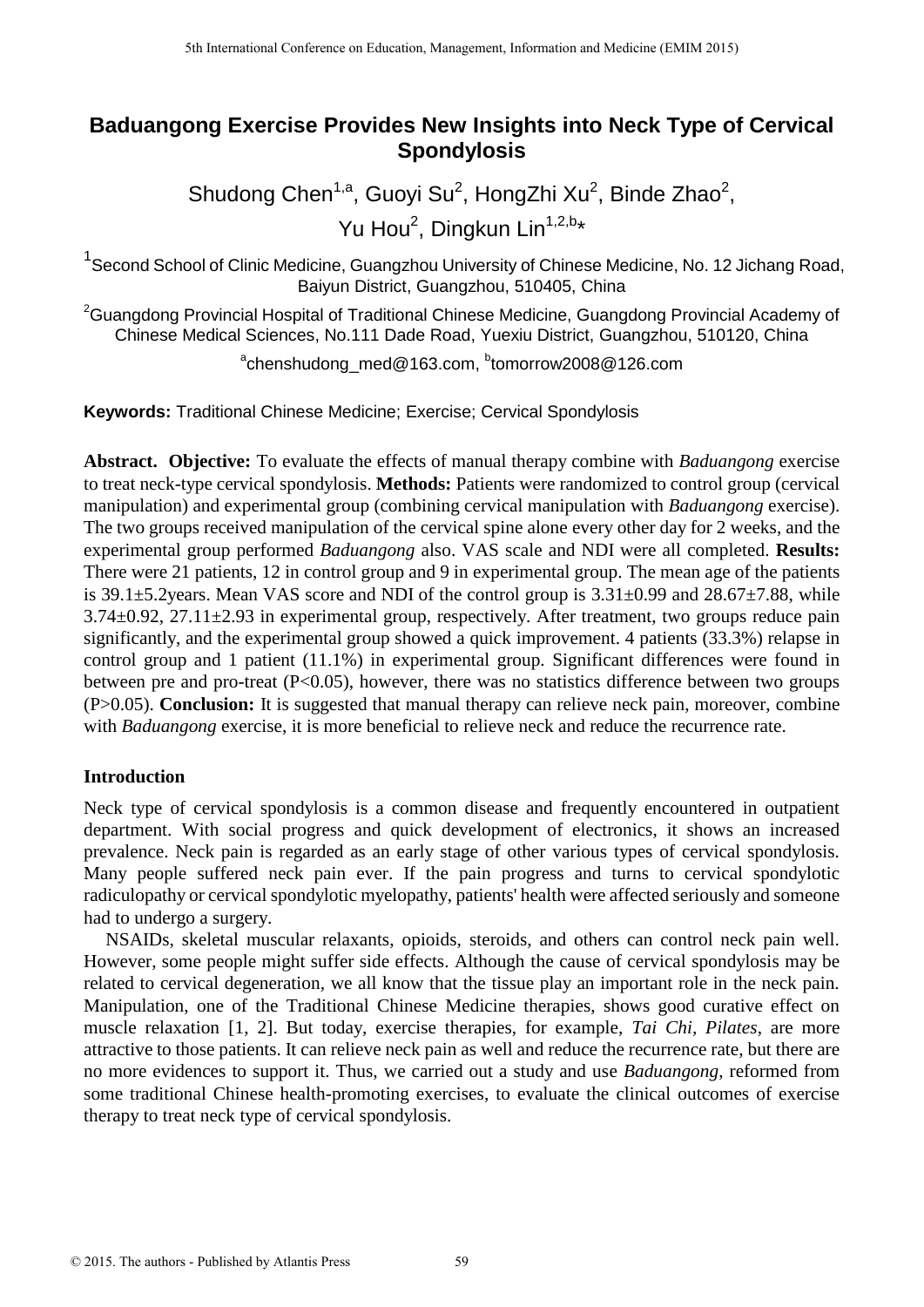# Baduangong Exercise Provides New Insights into Neck Type of Cervical Spondylosis

Shudong Chen[1,a], Guoyi Su[2], HongZhi Xu[2], Binde Zhao[2], Yu Hou[2], Dingkun Lin[1,2,b]*

[1]Second School of Clinic Medicine, Guangzhou University of Chinese Medicine, No. 12 Jichang Road, Baiyun District, Guangzhou, 510405, China

[2]Guangdong Provincial Hospital of Traditional Chinese Medicine, Guangdong Provincial Academy of Chinese Medical Sciences, No.111 Dade Road, Yuexiu District, Guangzhou, 510120, China

[a]chenshudong_med@163.com, [b]tomorrow2008@126.com

**Keywords:** Traditional Chinese Medicine; Exercise; Cervical Spondylosis

**Abstract. Objective:** To evaluate the effects of manual therapy combine with *Baduangong* exercise to treat neck-type cervical spondylosis. **Methods:** Patients were randomized to control group (cervical manipulation) and experimental group (combining cervical manipulation with *Baduangong* exercise). The two groups received manipulation of the cervical spine alone every other day for 2 weeks, and the experimental group performed *Baduangong* also. VAS scale and NDI were all completed. **Results:** There were 21 patients, 12 in control group and 9 in experimental group. The mean age of the patients is 39.1±5.2years. Mean VAS score and NDI of the control group is 3.31±0.99 and 28.67±7.88, while 3.74±0.92, 27.11±2.93 in experimental group, respectively. After treatment, two groups reduce pain significantly, and the experimental group showed a quick improvement. 4 patients (33.3%) relapse in control group and 1 patient (11.1%) in experimental group. Significant differences were found in between pre and pro-treat ($P<0.05$), however, there was no statistics difference between two groups ($P>0.05$). **Conclusion:** It is suggested that manual therapy can relieve neck pain, moreover, combine with *Baduangong* exercise, it is more beneficial to relieve neck and reduce the recurrence rate.

## Introduction

Neck type of cervical spondylosis is a common disease and frequently encountered in outpatient department. With social progress and quick development of electronics, it shows an increased prevalence. Neck pain is regarded as an early stage of other various types of cervical spondylosis. Many people suffered neck pain ever. If the pain progress and turns to cervical spondylotic radiculopathy or cervical spondylotic myelopathy, patients' health were affected seriously and someone had to undergo a surgery.

NSAIDs, skeletal muscular relaxants, opioids, steroids, and others can control neck pain well. However, some people might suffer side effects. Although the cause of cervical spondylosis may be related to cervical degeneration, we all know that the tissue play an important role in the neck pain. Manipulation, one of the Traditional Chinese Medicine therapies, shows good curative effect on muscle relaxation [1, 2]. But today, exercise therapies, for example, *Tai Chi*, *Pilates*, are more attractive to those patients. It can relieve neck pain as well and reduce the recurrence rate, but there are no more evidences to support it. Thus, we carried out a study and use *Baduangong*, reformed from some traditional Chinese health-promoting exercises, to evaluate the clinical outcomes of exercise therapy to treat neck type of cervical spondylosis.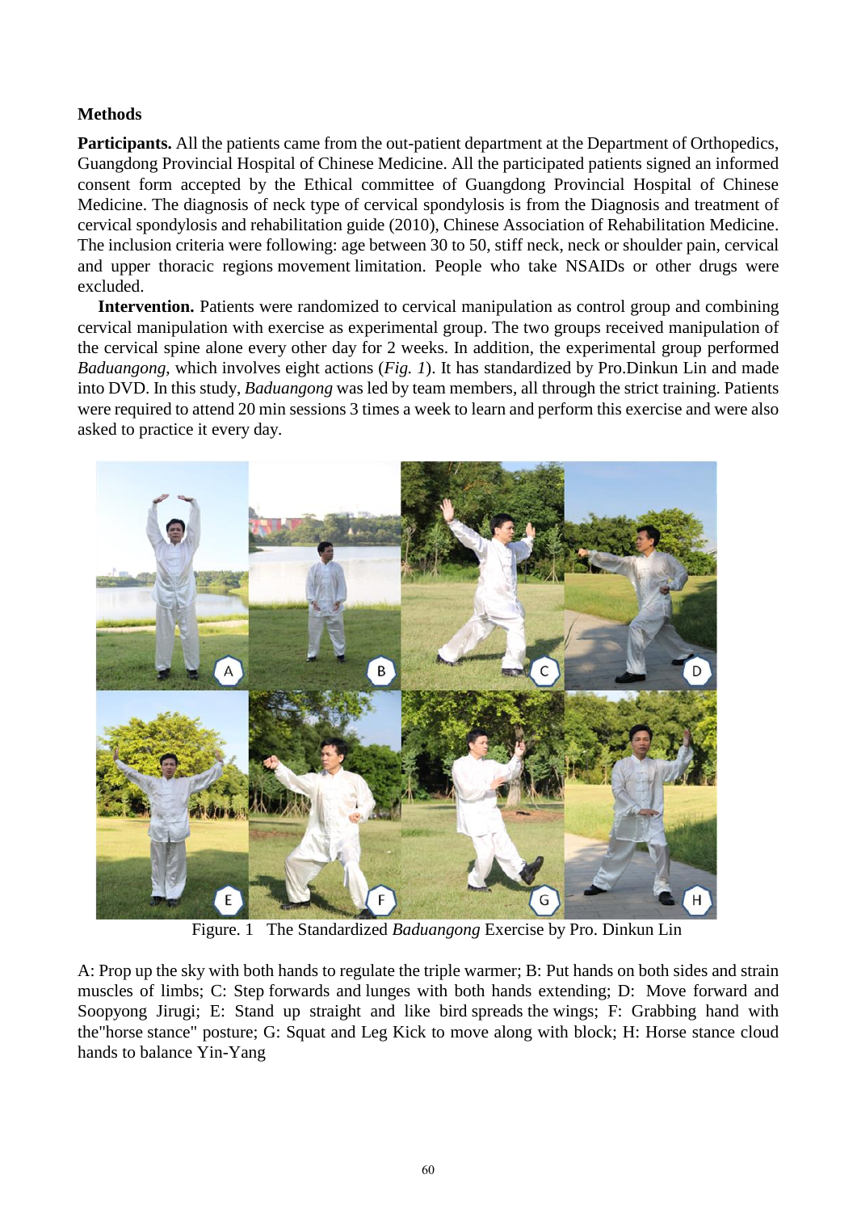## Methods

**Participants.** All the patients came from the out-patient department at the Department of Orthopedics, Guangdong Provincial Hospital of Chinese Medicine. All the participated patients signed an informed consent form accepted by the Ethical committee of Guangdong Provincial Hospital of Chinese Medicine. The diagnosis of neck type of cervical spondylosis is from the Diagnosis and treatment of cervical spondylosis and rehabilitation guide (2010), Chinese Association of Rehabilitation Medicine. The inclusion criteria were following: age between 30 to 50, stiff neck, neck or shoulder pain, cervical and upper thoracic regions movement limitation. People who take NSAIDs or other drugs were excluded.

**Intervention.** Patients were randomized to cervical manipulation as control group and combining cervical manipulation with exercise as experimental group. The two groups received manipulation of the cervical spine alone every other day for 2 weeks. In addition, the experimental group performed *Baduangong*, which involves eight actions (*Fig. 1*). It has standardized by Pro.Dinkun Lin and made into DVD. In this study, *Baduangong* was led by team members, all through the strict training. Patients were required to attend 20 min sessions 3 times a week to learn and perform this exercise and were also asked to practice it every day.

Figure. 1 The Standardized *Baduangong* Exercise by Pro. Dinkun Lin

A: Prop up the sky with both hands to regulate the triple warmer; B: Put hands on both sides and strain muscles of limbs; C: Step forwards and lunges with both hands extending; D: Move forward and Soopyong Jirugi; E: Stand up straight and like bird spreads the wings; F: Grabbing hand with the"horse stance" posture; G: Squat and Leg Kick to move along with block; H: Horse stance cloud hands to balance Yin-Yang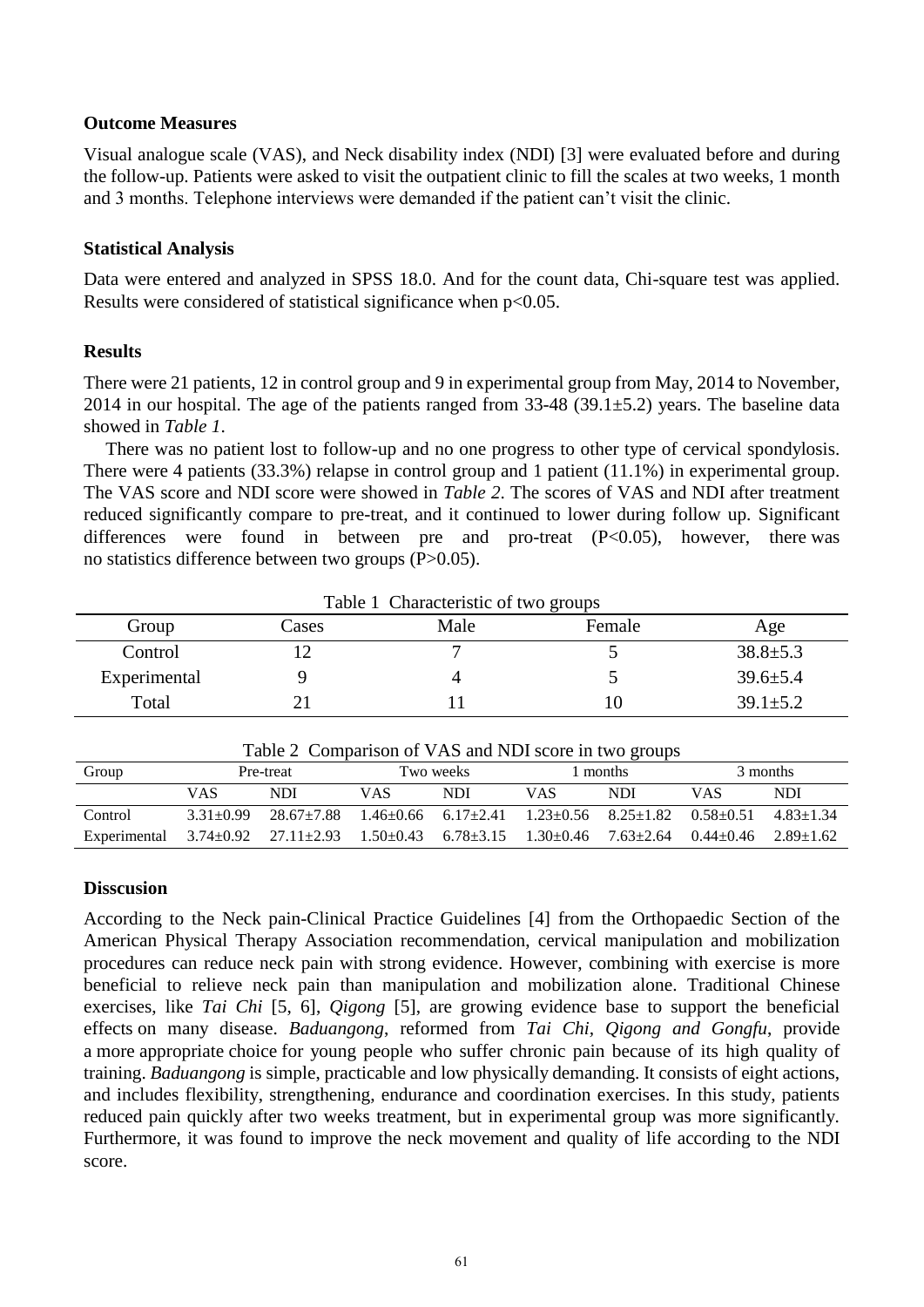**Outcome Measures**

Visual analogue scale (VAS), and Neck disability index (NDI) [3] were evaluated before and during the follow-up. Patients were asked to visit the outpatient clinic to fill the scales at two weeks, 1 month and 3 months. Telephone interviews were demanded if the patient can't visit the clinic.

**Statistical Analysis**

Data were entered and analyzed in SPSS 18.0. And for the count data, Chi-square test was applied. Results were considered of statistical significance when $p<0.05$.

**Results**

There were 21 patients, 12 in control group and 9 in experimental group from May, 2014 to November, 2014 in our hospital. The age of the patients ranged from 33-48 (39.1±5.2) years. The baseline data showed in *Table 1*.

There was no patient lost to follow-up and no one progress to other type of cervical spondylosis. There were 4 patients (33.3%) relapse in control group and 1 patient (11.1%) in experimental group. The VAS score and NDI score were showed in *Table 2*. The scores of VAS and NDI after treatment reduced significantly compare to pre-treat, and it continued to lower during follow up. Significant differences were found in between pre and pro-treat ($P<0.05$), however, there was no statistics difference between two groups ($P>0.05$).

Table 1 Characteristic of two groups

| Group | Cases | Male | Female | Age |
|---|---|---|---|---|
| Control | 12 | 7 | 5 | 38.8±5.3 |
| Experimental | 9 | 4 | 5 | 39.6±5.4 |
| Total | 21 | 11 | 10 | 39.1±5.2 |

Table 2 Comparison of VAS and NDI score in two groups

| Group | Pre-treat | | Two weeks | | 1 months | | 3 months | |
|---|---|---|---|---|---|---|---|---|
| | VAS | NDI | VAS | NDI | VAS | NDI | VAS | NDI |
| Control | 3.31±0.99 | 28.67±7.88 | 1.46±0.66 | 6.17±2.41 | 1.23±0.56 | 8.25±1.82 | 0.58±0.51 | 4.83±1.34 |
| Experimental | 3.74±0.92 | 27.11±2.93 | 1.50±0.43 | 6.78±3.15 | 1.30±0.46 | 7.63±2.64 | 0.44±0.46 | 2.89±1.62 |

**Disscusion**

According to the Neck pain-Clinical Practice Guidelines [4] from the Orthopaedic Section of the American Physical Therapy Association recommendation, cervical manipulation and mobilization procedures can reduce neck pain with strong evidence. However, combining with exercise is more beneficial to relieve neck pain than manipulation and mobilization alone. Traditional Chinese exercises, like *Tai Chi* [5, 6], *Qigong* [5], are growing evidence base to support the beneficial effects on many disease. *Baduangong*, reformed from *Tai Chi, Qigong and Gongfu*, provide a more appropriate choice for young people who suffer chronic pain because of its high quality of training. *Baduangong* is simple, practicable and low physically demanding. It consists of eight actions, and includes flexibility, strengthening, endurance and coordination exercises. In this study, patients reduced pain quickly after two weeks treatment, but in experimental group was more significantly. Furthermore, it was found to improve the neck movement and quality of life according to the NDI score.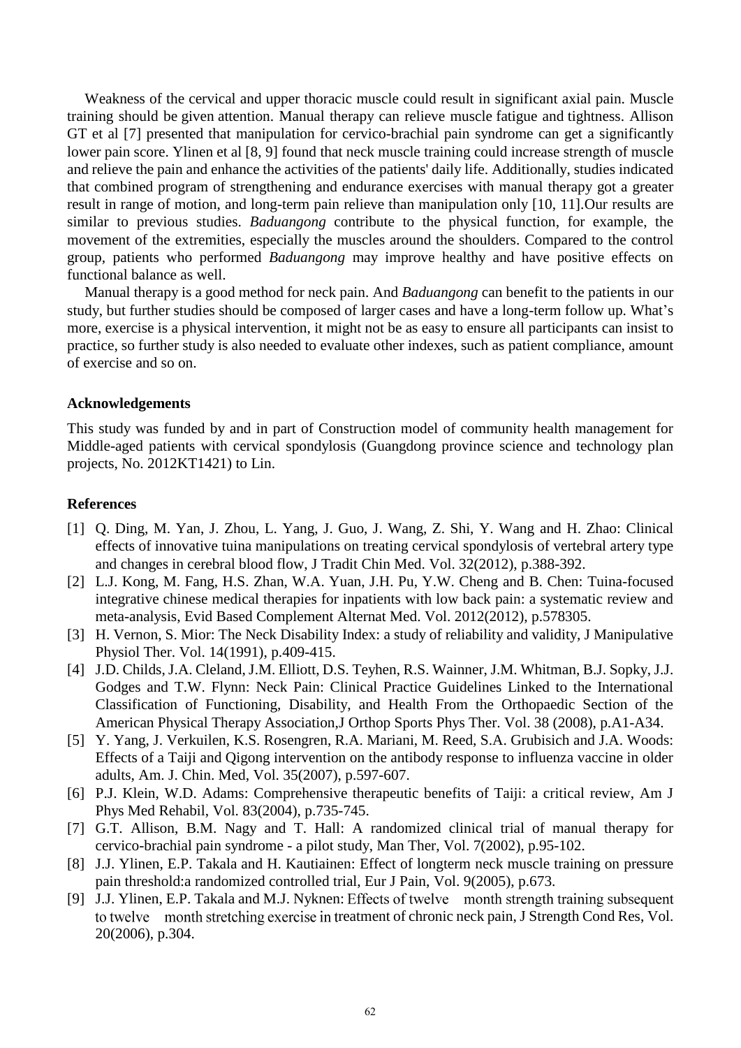Weakness of the cervical and upper thoracic muscle could result in significant axial pain. Muscle training should be given attention. Manual therapy can relieve muscle fatigue and tightness. Allison GT et al [7] presented that manipulation for cervico-brachial pain syndrome can get a significantly lower pain score. Ylinen et al [8, 9] found that neck muscle training could increase strength of muscle and relieve the pain and enhance the activities of the patients' daily life. Additionally, studies indicated that combined program of strengthening and endurance exercises with manual therapy got a greater result in range of motion, and long-term pain relieve than manipulation only [10, 11].Our results are similar to previous studies. *Baduangong* contribute to the physical function, for example, the movement of the extremities, especially the muscles around the shoulders. Compared to the control group, patients who performed *Baduangong* may improve healthy and have positive effects on functional balance as well.

Manual therapy is a good method for neck pain. And *Baduangong* can benefit to the patients in our study, but further studies should be composed of larger cases and have a long-term follow up. What's more, exercise is a physical intervention, it might not be as easy to ensure all participants can insist to practice, so further study is also needed to evaluate other indexes, such as patient compliance, amount of exercise and so on.

## Acknowledgements

This study was funded by and in part of Construction model of community health management for Middle-aged patients with cervical spondylosis (Guangdong province science and technology plan projects, No. 2012KT1421) to Lin.

## References

[1] Q. Ding, M. Yan, J. Zhou, L. Yang, J. Guo, J. Wang, Z. Shi, Y. Wang and H. Zhao: Clinical effects of innovative tuina manipulations on treating cervical spondylosis of vertebral artery type and changes in cerebral blood flow, J Tradit Chin Med. Vol. 32(2012), p.388-392.

[2] L.J. Kong, M. Fang, H.S. Zhan, W.A. Yuan, J.H. Pu, Y.W. Cheng and B. Chen: Tuina-focused integrative chinese medical therapies for inpatients with low back pain: a systematic review and meta-analysis, Evid Based Complement Alternat Med. Vol. 2012(2012), p.578305.

[3] H. Vernon, S. Mior: The Neck Disability Index: a study of reliability and validity, J Manipulative Physiol Ther. Vol. 14(1991), p.409-415.

[4] J.D. Childs, J.A. Cleland, J.M. Elliott, D.S. Teyhen, R.S. Wainner, J.M. Whitman, B.J. Sopky, J.J. Godges and T.W. Flynn: Neck Pain: Clinical Practice Guidelines Linked to the International Classification of Functioning, Disability, and Health From the Orthopaedic Section of the American Physical Therapy Association,J Orthop Sports Phys Ther. Vol. 38 (2008), p.A1-A34.

[5] Y. Yang, J. Verkuilen, K.S. Rosengren, R.A. Mariani, M. Reed, S.A. Grubisich and J.A. Woods: Effects of a Taiji and Qigong intervention on the antibody response to influenza vaccine in older adults, Am. J. Chin. Med, Vol. 35(2007), p.597-607.

[6] P.J. Klein, W.D. Adams: Comprehensive therapeutic benefits of Taiji: a critical review, Am J Phys Med Rehabil, Vol. 83(2004), p.735-745.

[7] G.T. Allison, B.M. Nagy and T. Hall: A randomized clinical trial of manual therapy for cervico-brachial pain syndrome - a pilot study, Man Ther, Vol. 7(2002), p.95-102.

[8] J.J. Ylinen, E.P. Takala and H. Kautiainen: Effect of longterm neck muscle training on pressure pain threshold:a randomized controlled trial, Eur J Pain, Vol. 9(2005), p.673.

[9] J.J. Ylinen, E.P. Takala and M.J. Nyknen: Effects of twelve month strength training subsequent to twelve month stretching exercise in treatment of chronic neck pain, J Strength Cond Res, Vol. 20(2006), p.304.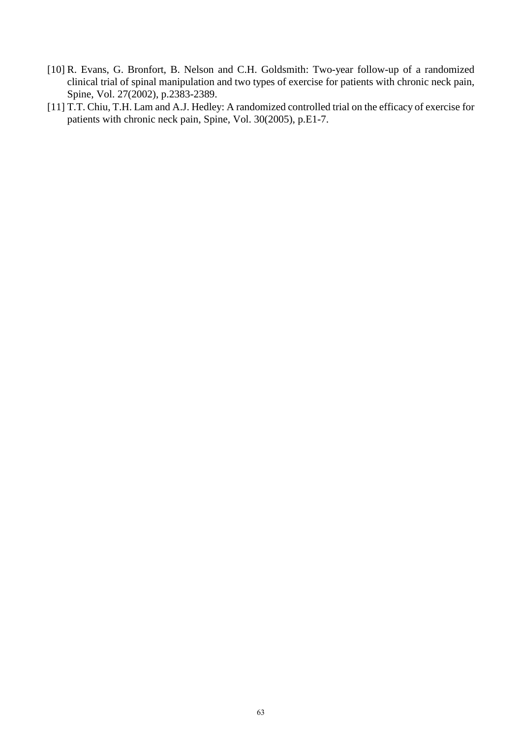[10] R. Evans, G. Bronfort, B. Nelson and C.H. Goldsmith: Two-year follow-up of a randomized clinical trial of spinal manipulation and two types of exercise for patients with chronic neck pain, Spine, Vol. 27(2002), p.2383-2389.

[11] T.T. Chiu, T.H. Lam and A.J. Hedley: A randomized controlled trial on the efficacy of exercise for patients with chronic neck pain, Spine, Vol. 30(2005), p.E1-7.